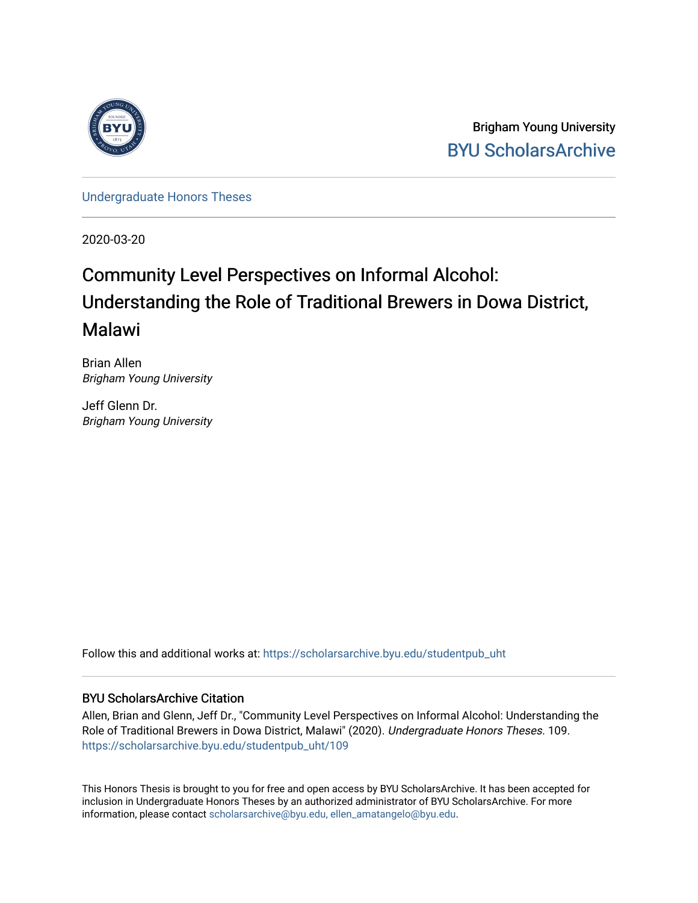Brigham Young University

BYU ScholarsArchive

Undergraduate Honors Theses

2020-03-20

# Community Level Perspectives on Informal Alcohol: Understanding the Role of Traditional Brewers in Dowa District, Malawi

Brian Allen
*Brigham Young University*

Jeff Glenn Dr.
*Brigham Young University*

Follow this and additional works at: https://scholarsarchive.byu.edu/studentpub_uht

## BYU ScholarsArchive Citation

Allen, Brian and Glenn, Jeff Dr., "Community Level Perspectives on Informal Alcohol: Understanding the Role of Traditional Brewers in Dowa District, Malawi" (2020). *Undergraduate Honors Theses*. 109.
https://scholarsarchive.byu.edu/studentpub_uht/109

This Honors Thesis is brought to you for free and open access by BYU ScholarsArchive. It has been accepted for inclusion in Undergraduate Honors Theses by an authorized administrator of BYU ScholarsArchive. For more information, please contact scholarsarchive@byu.edu, ellen_amatangelo@byu.edu.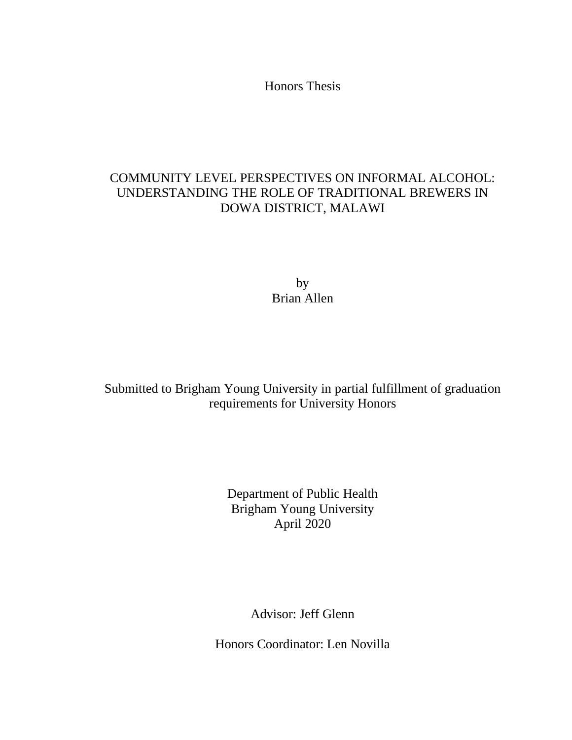Honors Thesis

# COMMUNITY LEVEL PERSPECTIVES ON INFORMAL ALCOHOL: UNDERSTANDING THE ROLE OF TRADITIONAL BREWERS IN DOWA DISTRICT, MALAWI

by
Brian Allen

Submitted to Brigham Young University in partial fulfillment of graduation requirements for University Honors

Department of Public Health
Brigham Young University
April 2020

Advisor: Jeff Glenn

Honors Coordinator: Len Novilla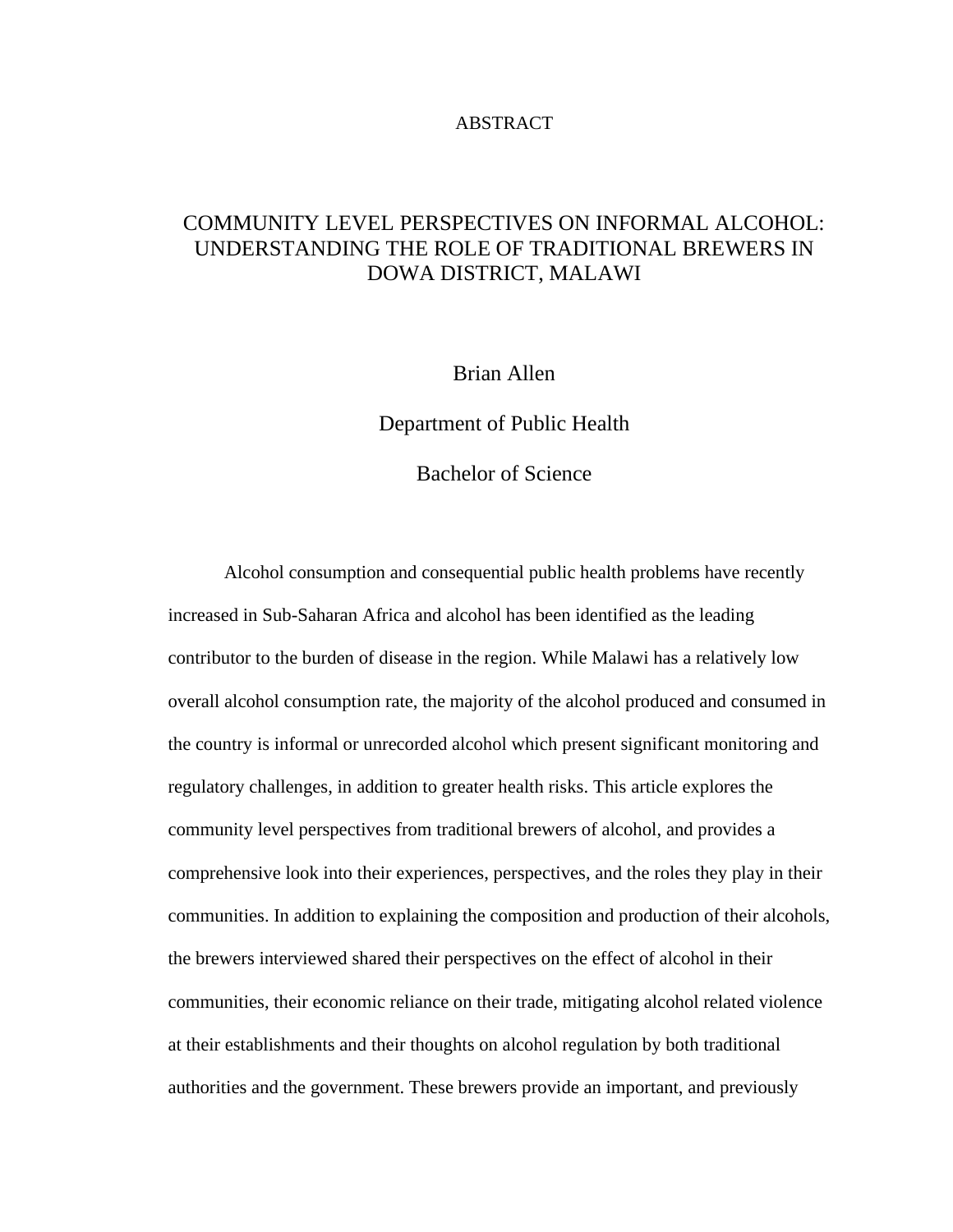# ABSTRACT

## COMMUNITY LEVEL PERSPECTIVES ON INFORMAL ALCOHOL: UNDERSTANDING THE ROLE OF TRADITIONAL BREWERS IN DOWA DISTRICT, MALAWI

Brian Allen

Department of Public Health

Bachelor of Science

Alcohol consumption and consequential public health problems have recently increased in Sub-Saharan Africa and alcohol has been identified as the leading contributor to the burden of disease in the region. While Malawi has a relatively low overall alcohol consumption rate, the majority of the alcohol produced and consumed in the country is informal or unrecorded alcohol which present significant monitoring and regulatory challenges, in addition to greater health risks. This article explores the community level perspectives from traditional brewers of alcohol, and provides a comprehensive look into their experiences, perspectives, and the roles they play in their communities. In addition to explaining the composition and production of their alcohols, the brewers interviewed shared their perspectives on the effect of alcohol in their communities, their economic reliance on their trade, mitigating alcohol related violence at their establishments and their thoughts on alcohol regulation by both traditional authorities and the government. These brewers provide an important, and previously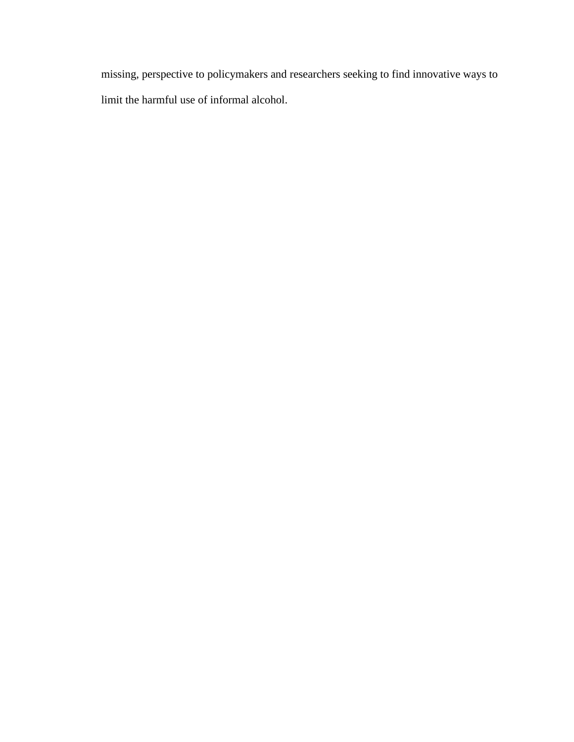missing, perspective to policymakers and researchers seeking to find innovative ways to limit the harmful use of informal alcohol.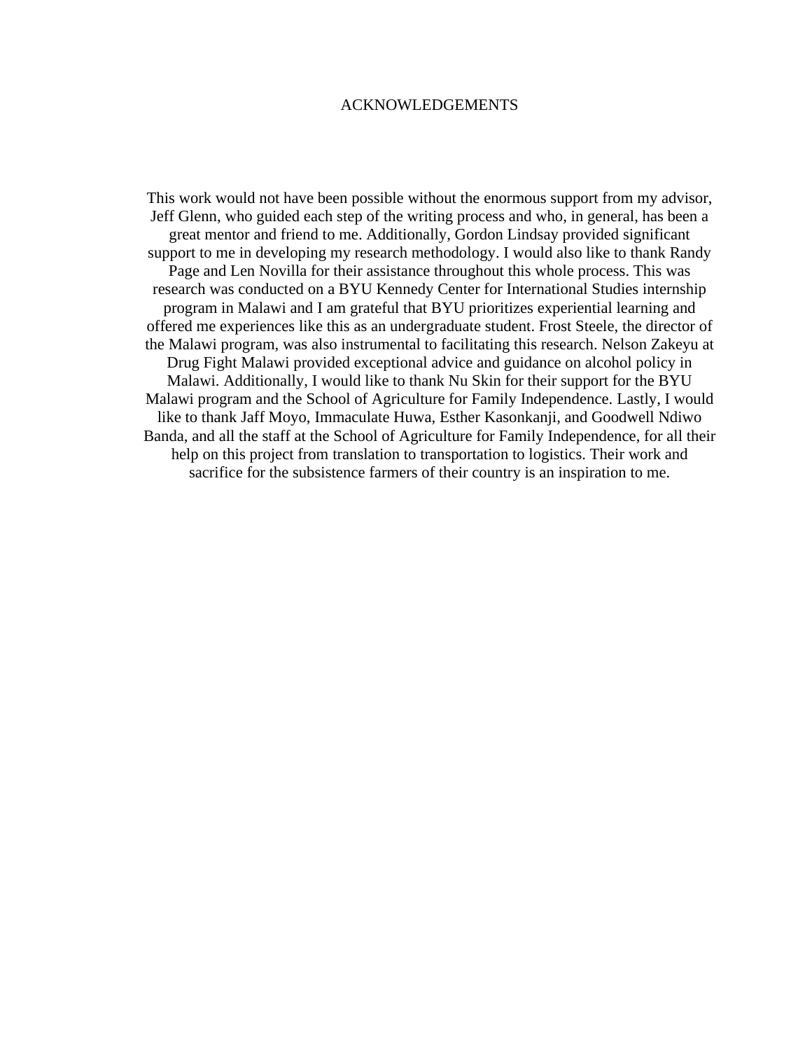# ACKNOWLEDGEMENTS

This work would not have been possible without the enormous support from my advisor, Jeff Glenn, who guided each step of the writing process and who, in general, has been a great mentor and friend to me. Additionally, Gordon Lindsay provided significant support to me in developing my research methodology. I would also like to thank Randy Page and Len Novilla for their assistance throughout this whole process. This was research was conducted on a BYU Kennedy Center for International Studies internship program in Malawi and I am grateful that BYU prioritizes experiential learning and offered me experiences like this as an undergraduate student. Frost Steele, the director of the Malawi program, was also instrumental to facilitating this research. Nelson Zakeyu at Drug Fight Malawi provided exceptional advice and guidance on alcohol policy in Malawi. Additionally, I would like to thank Nu Skin for their support for the BYU Malawi program and the School of Agriculture for Family Independence. Lastly, I would like to thank Jaff Moyo, Immaculate Huwa, Esther Kasonkanji, and Goodwell Ndiwo Banda, and all the staff at the School of Agriculture for Family Independence, for all their help on this project from translation to transportation to logistics. Their work and sacrifice for the subsistence farmers of their country is an inspiration to me.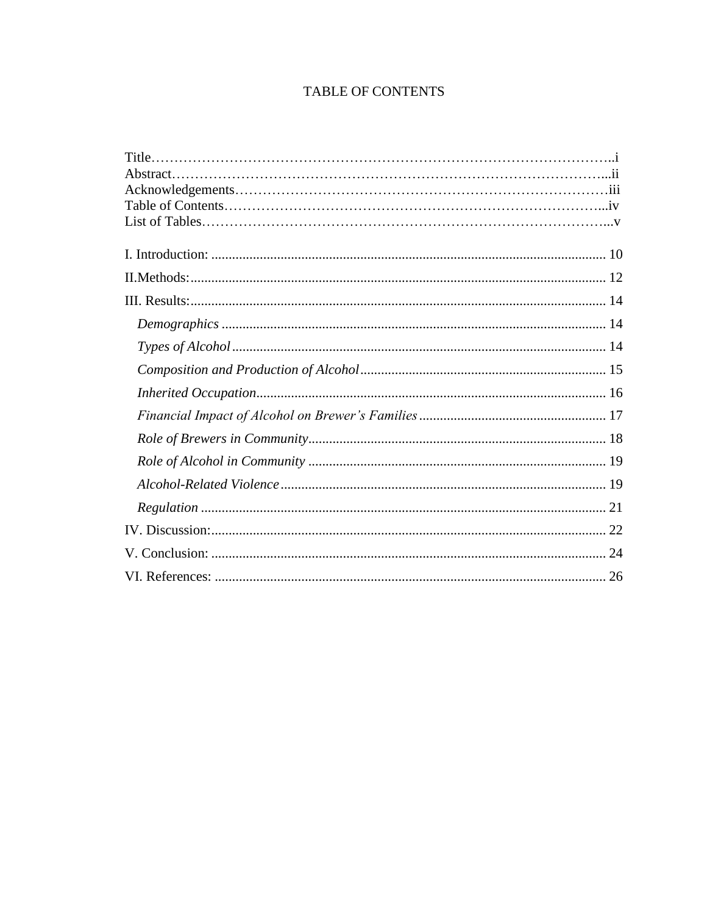# TABLE OF CONTENTS

Title……………………………………………………………………………………..i
Abstract…………………………………………………………………………………...ii
Acknowledgements………………………………………………………………………iii
Table of Contents………………………………………………………………………...iv
List of Tables……………………………………………………………………………...v

I. Introduction: ................................................................................................................ 10

II.Methods: ...................................................................................................................... 12

III. Results: ...................................................................................................................... 14

*Demographics* ............................................................................................................. 14

*Types of Alcohol* ........................................................................................................... 14

*Composition and Production of Alcohol* ...................................................................... 15

*Inherited Occupation*.................................................................................................... 16

*Financial Impact of Alcohol on Brewer's Families* ...................................................... 17

*Role of Brewers in Community*..................................................................................... 18

*Role of Alcohol in Community* ..................................................................................... 19

*Alcohol-Related Violence* ............................................................................................. 19

*Regulation* .................................................................................................................... 21

IV. Discussion: ................................................................................................................ 22

V. Conclusion: ................................................................................................................ 24

VI. References: ................................................................................................................ 26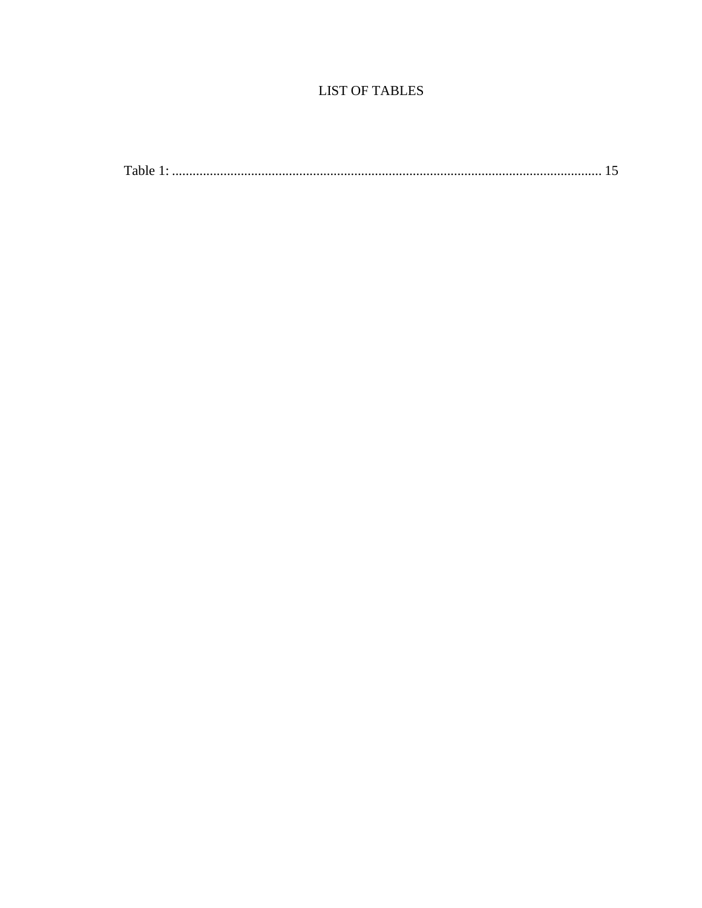# LIST OF TABLES

Table 1: ............................................................................................................................ 15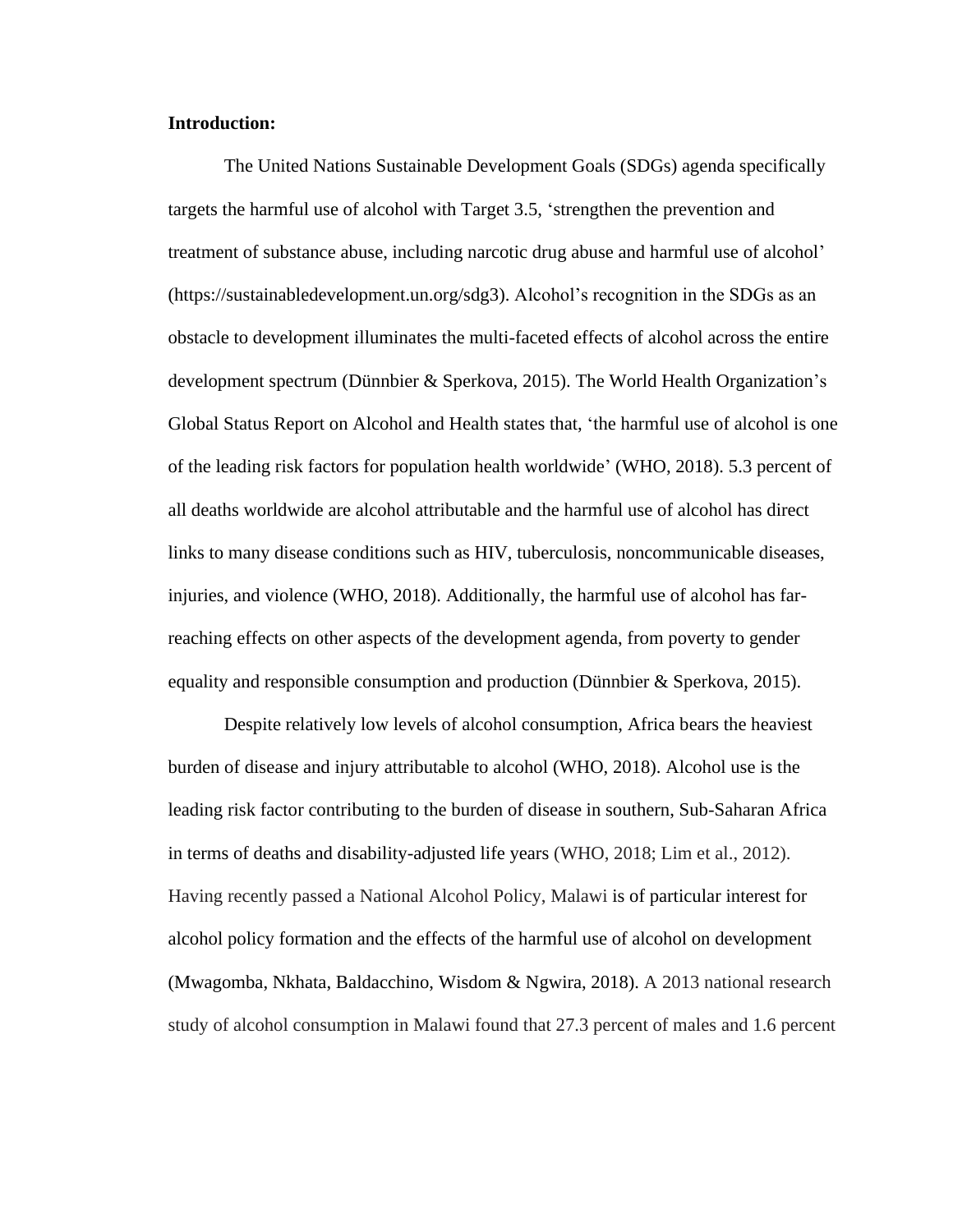**Introduction:**

The United Nations Sustainable Development Goals (SDGs) agenda specifically targets the harmful use of alcohol with Target 3.5, 'strengthen the prevention and treatment of substance abuse, including narcotic drug abuse and harmful use of alcohol' (https://sustainabledevelopment.un.org/sdg3). Alcohol's recognition in the SDGs as an obstacle to development illuminates the multi-faceted effects of alcohol across the entire development spectrum (Dünnbier & Sperkova, 2015). The World Health Organization's Global Status Report on Alcohol and Health states that, 'the harmful use of alcohol is one of the leading risk factors for population health worldwide' (WHO, 2018). 5.3 percent of all deaths worldwide are alcohol attributable and the harmful use of alcohol has direct links to many disease conditions such as HIV, tuberculosis, noncommunicable diseases, injuries, and violence (WHO, 2018). Additionally, the harmful use of alcohol has far-reaching effects on other aspects of the development agenda, from poverty to gender equality and responsible consumption and production (Dünnbier & Sperkova, 2015).

Despite relatively low levels of alcohol consumption, Africa bears the heaviest burden of disease and injury attributable to alcohol (WHO, 2018). Alcohol use is the leading risk factor contributing to the burden of disease in southern, Sub-Saharan Africa in terms of deaths and disability-adjusted life years (WHO, 2018; Lim et al., 2012). Having recently passed a National Alcohol Policy, Malawi is of particular interest for alcohol policy formation and the effects of the harmful use of alcohol on development (Mwagomba, Nkhata, Baldacchino, Wisdom & Ngwira, 2018). A 2013 national research study of alcohol consumption in Malawi found that 27.3 percent of males and 1.6 percent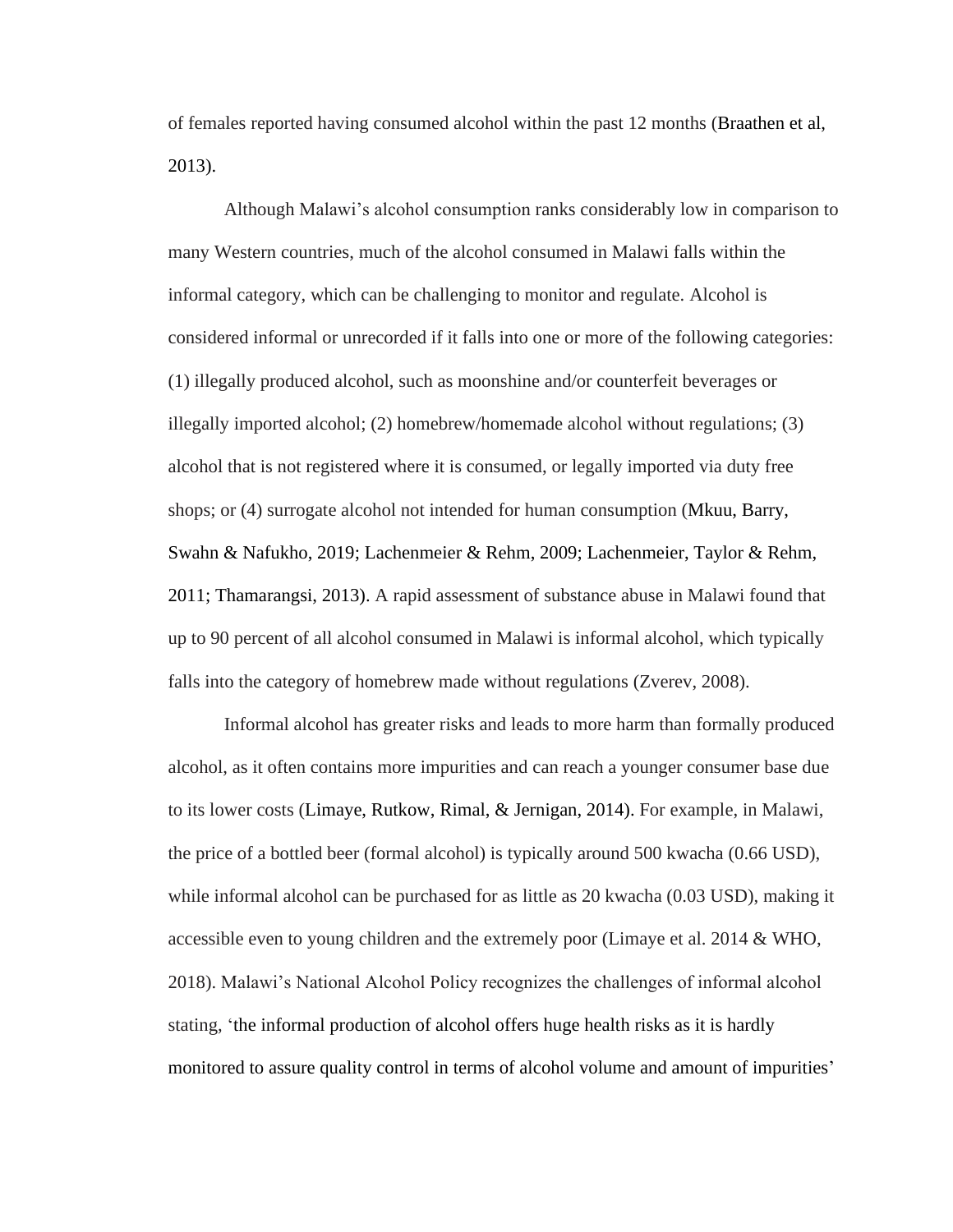of females reported having consumed alcohol within the past 12 months (Braathen et al, 2013).

Although Malawi's alcohol consumption ranks considerably low in comparison to many Western countries, much of the alcohol consumed in Malawi falls within the informal category, which can be challenging to monitor and regulate. Alcohol is considered informal or unrecorded if it falls into one or more of the following categories: (1) illegally produced alcohol, such as moonshine and/or counterfeit beverages or illegally imported alcohol; (2) homebrew/homemade alcohol without regulations; (3) alcohol that is not registered where it is consumed, or legally imported via duty free shops; or (4) surrogate alcohol not intended for human consumption (Mkuu, Barry, Swahn & Nafukho, 2019; Lachenmeier & Rehm, 2009; Lachenmeier, Taylor & Rehm, 2011; Thamarangsi, 2013). A rapid assessment of substance abuse in Malawi found that up to 90 percent of all alcohol consumed in Malawi is informal alcohol, which typically falls into the category of homebrew made without regulations (Zverev, 2008).

Informal alcohol has greater risks and leads to more harm than formally produced alcohol, as it often contains more impurities and can reach a younger consumer base due to its lower costs (Limaye, Rutkow, Rimal, & Jernigan, 2014). For example, in Malawi, the price of a bottled beer (formal alcohol) is typically around 500 kwacha (0.66 USD), while informal alcohol can be purchased for as little as 20 kwacha (0.03 USD), making it accessible even to young children and the extremely poor (Limaye et al. 2014 & WHO, 2018). Malawi's National Alcohol Policy recognizes the challenges of informal alcohol stating, 'the informal production of alcohol offers huge health risks as it is hardly monitored to assure quality control in terms of alcohol volume and amount of impurities'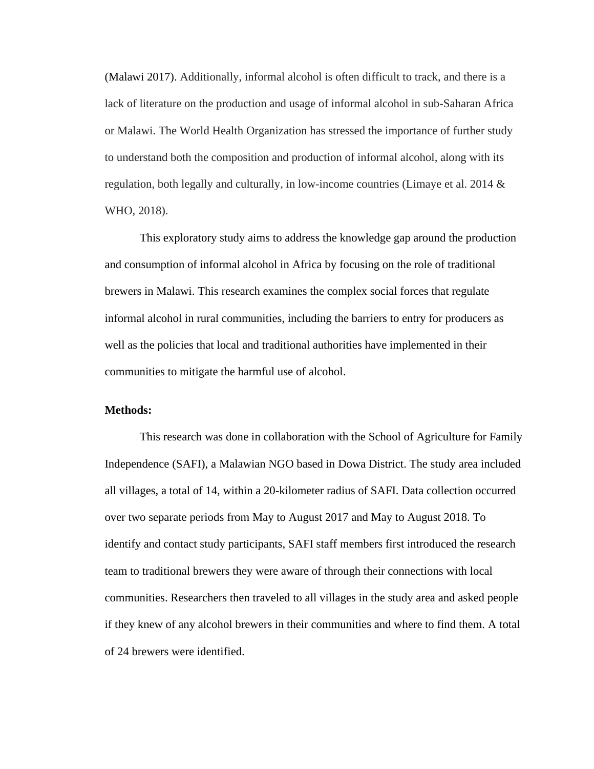(Malawi 2017). Additionally, informal alcohol is often difficult to track, and there is a lack of literature on the production and usage of informal alcohol in sub-Saharan Africa or Malawi. The World Health Organization has stressed the importance of further study to understand both the composition and production of informal alcohol, along with its regulation, both legally and culturally, in low-income countries (Limaye et al. 2014 & WHO, 2018).

This exploratory study aims to address the knowledge gap around the production and consumption of informal alcohol in Africa by focusing on the role of traditional brewers in Malawi. This research examines the complex social forces that regulate informal alcohol in rural communities, including the barriers to entry for producers as well as the policies that local and traditional authorities have implemented in their communities to mitigate the harmful use of alcohol.

**Methods:**

This research was done in collaboration with the School of Agriculture for Family Independence (SAFI), a Malawian NGO based in Dowa District. The study area included all villages, a total of 14, within a 20-kilometer radius of SAFI. Data collection occurred over two separate periods from May to August 2017 and May to August 2018. To identify and contact study participants, SAFI staff members first introduced the research team to traditional brewers they were aware of through their connections with local communities. Researchers then traveled to all villages in the study area and asked people if they knew of any alcohol brewers in their communities and where to find them. A total of 24 brewers were identified.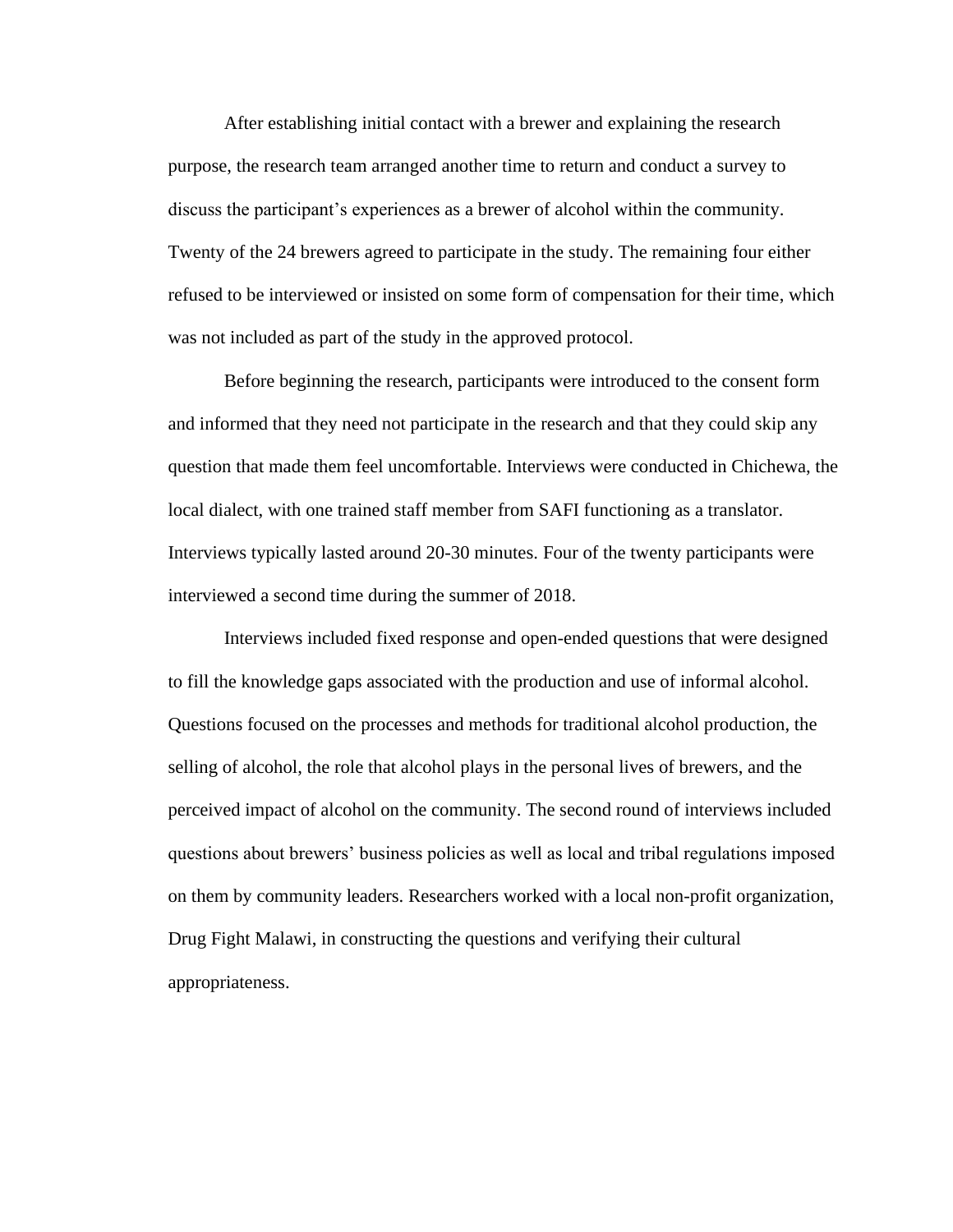After establishing initial contact with a brewer and explaining the research purpose, the research team arranged another time to return and conduct a survey to discuss the participant's experiences as a brewer of alcohol within the community. Twenty of the 24 brewers agreed to participate in the study. The remaining four either refused to be interviewed or insisted on some form of compensation for their time, which was not included as part of the study in the approved protocol.

Before beginning the research, participants were introduced to the consent form and informed that they need not participate in the research and that they could skip any question that made them feel uncomfortable. Interviews were conducted in Chichewa, the local dialect, with one trained staff member from SAFI functioning as a translator. Interviews typically lasted around 20-30 minutes. Four of the twenty participants were interviewed a second time during the summer of 2018.

Interviews included fixed response and open-ended questions that were designed to fill the knowledge gaps associated with the production and use of informal alcohol. Questions focused on the processes and methods for traditional alcohol production, the selling of alcohol, the role that alcohol plays in the personal lives of brewers, and the perceived impact of alcohol on the community. The second round of interviews included questions about brewers' business policies as well as local and tribal regulations imposed on them by community leaders. Researchers worked with a local non-profit organization, Drug Fight Malawi, in constructing the questions and verifying their cultural appropriateness.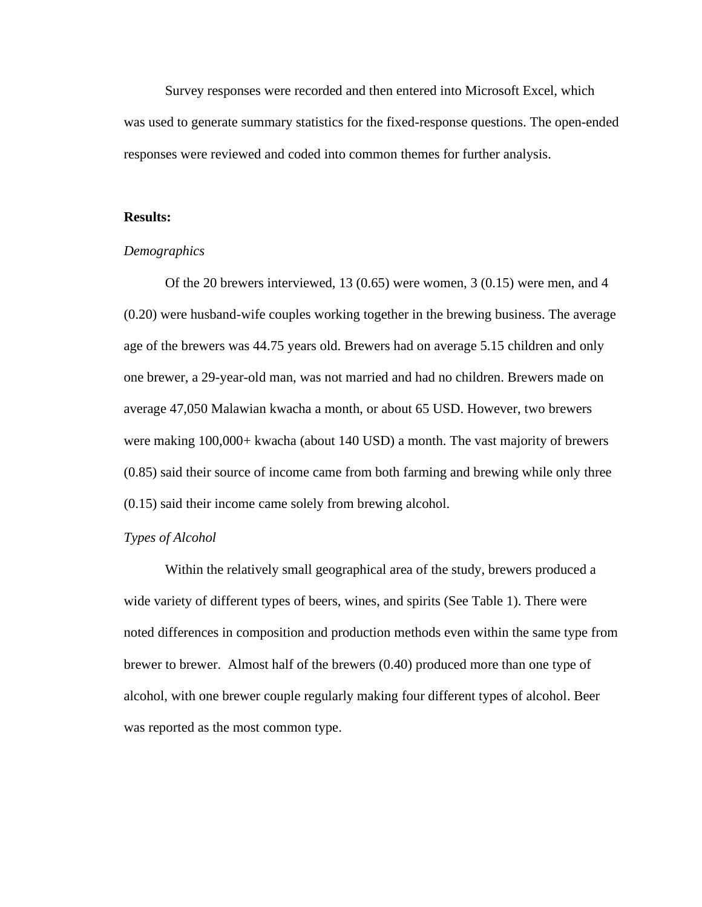Survey responses were recorded and then entered into Microsoft Excel, which was used to generate summary statistics for the fixed-response questions. The open-ended responses were reviewed and coded into common themes for further analysis.

**Results:**

*Demographics*

Of the 20 brewers interviewed, 13 (0.65) were women, 3 (0.15) were men, and 4 (0.20) were husband-wife couples working together in the brewing business. The average age of the brewers was 44.75 years old. Brewers had on average 5.15 children and only one brewer, a 29-year-old man, was not married and had no children. Brewers made on average 47,050 Malawian kwacha a month, or about 65 USD. However, two brewers were making 100,000+ kwacha (about 140 USD) a month. The vast majority of brewers (0.85) said their source of income came from both farming and brewing while only three (0.15) said their income came solely from brewing alcohol.

*Types of Alcohol*

Within the relatively small geographical area of the study, brewers produced a wide variety of different types of beers, wines, and spirits (See Table 1). There were noted differences in composition and production methods even within the same type from brewer to brewer.  Almost half of the brewers (0.40) produced more than one type of alcohol, with one brewer couple regularly making four different types of alcohol. Beer was reported as the most common type.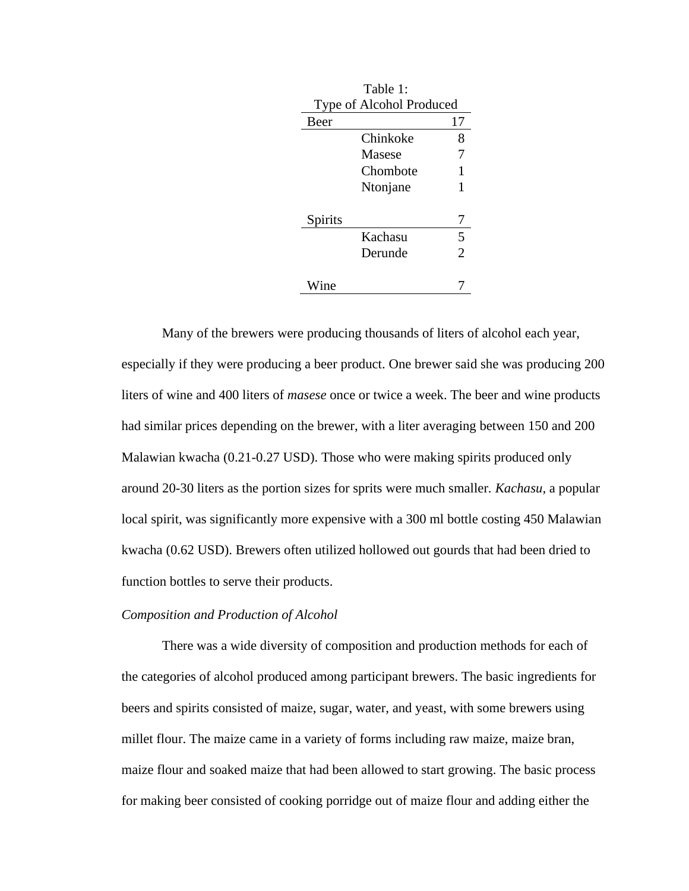Table 1:
Type of Alcohol Produced

| | | |
|---|---|---|
| Beer | | 17 |
| | Chinkoke | 8 |
| | Masese | 7 |
| | Chombote | 1 |
| | Ntonjane | 1 |
| Spirits | | 7 |
| | Kachasu | 5 |
| | Derunde | 2 |
| Wine | | 7 |

Many of the brewers were producing thousands of liters of alcohol each year, especially if they were producing a beer product. One brewer said she was producing 200 liters of wine and 400 liters of *masese* once or twice a week. The beer and wine products had similar prices depending on the brewer, with a liter averaging between 150 and 200 Malawian kwacha (0.21-0.27 USD). Those who were making spirits produced only around 20-30 liters as the portion sizes for sprits were much smaller. *Kachasu,* a popular local spirit, was significantly more expensive with a 300 ml bottle costing 450 Malawian kwacha (0.62 USD). Brewers often utilized hollowed out gourds that had been dried to function bottles to serve their products.

*Composition and Production of Alcohol*

There was a wide diversity of composition and production methods for each of the categories of alcohol produced among participant brewers. The basic ingredients for beers and spirits consisted of maize, sugar, water, and yeast, with some brewers using millet flour. The maize came in a variety of forms including raw maize, maize bran, maize flour and soaked maize that had been allowed to start growing. The basic process for making beer consisted of cooking porridge out of maize flour and adding either the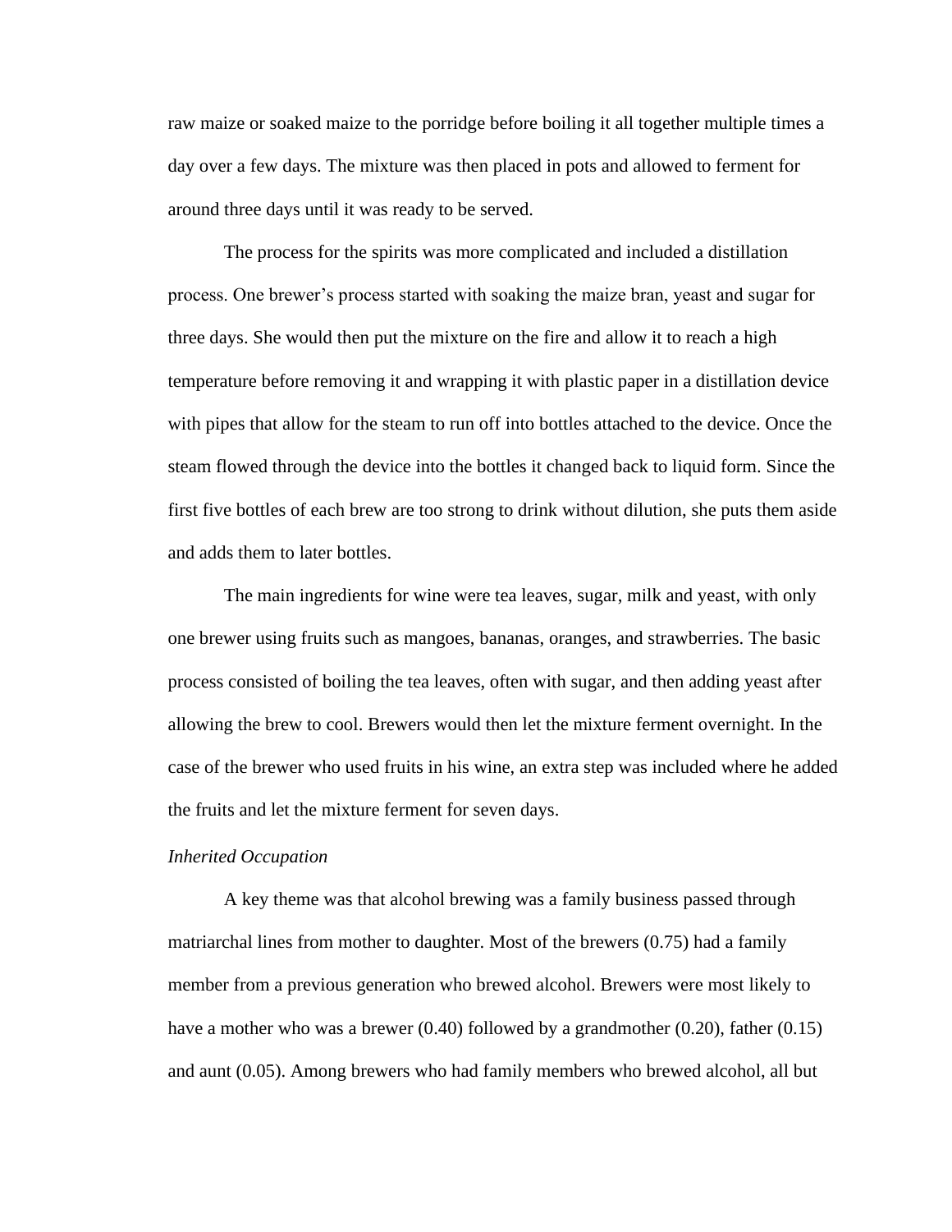raw maize or soaked maize to the porridge before boiling it all together multiple times a day over a few days. The mixture was then placed in pots and allowed to ferment for around three days until it was ready to be served.

The process for the spirits was more complicated and included a distillation process. One brewer's process started with soaking the maize bran, yeast and sugar for three days. She would then put the mixture on the fire and allow it to reach a high temperature before removing it and wrapping it with plastic paper in a distillation device with pipes that allow for the steam to run off into bottles attached to the device. Once the steam flowed through the device into the bottles it changed back to liquid form. Since the first five bottles of each brew are too strong to drink without dilution, she puts them aside and adds them to later bottles.

The main ingredients for wine were tea leaves, sugar, milk and yeast, with only one brewer using fruits such as mangoes, bananas, oranges, and strawberries. The basic process consisted of boiling the tea leaves, often with sugar, and then adding yeast after allowing the brew to cool. Brewers would then let the mixture ferment overnight. In the case of the brewer who used fruits in his wine, an extra step was included where he added the fruits and let the mixture ferment for seven days.

*Inherited Occupation*

A key theme was that alcohol brewing was a family business passed through matriarchal lines from mother to daughter. Most of the brewers (0.75) had a family member from a previous generation who brewed alcohol. Brewers were most likely to have a mother who was a brewer (0.40) followed by a grandmother (0.20), father (0.15) and aunt (0.05). Among brewers who had family members who brewed alcohol, all but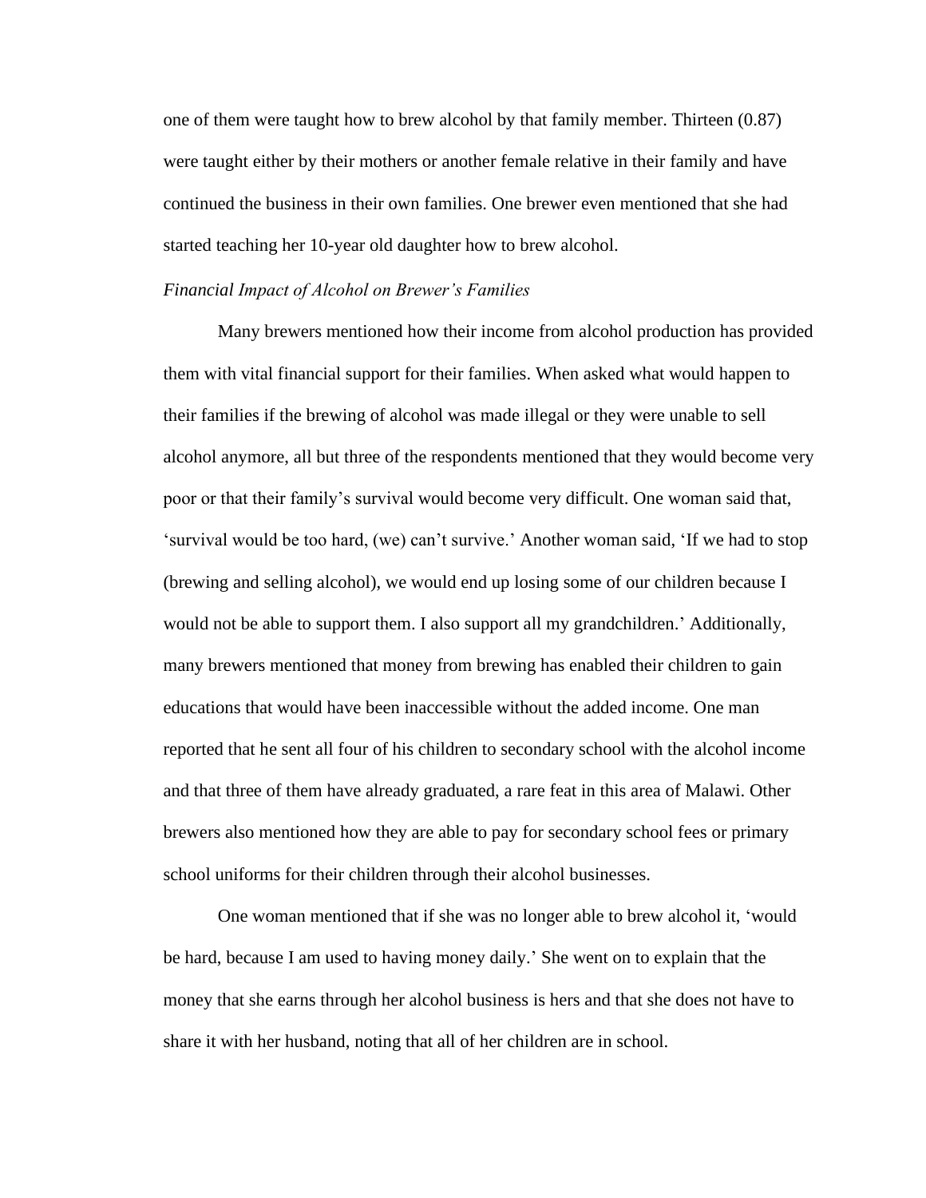one of them were taught how to brew alcohol by that family member. Thirteen (0.87) were taught either by their mothers or another female relative in their family and have continued the business in their own families. One brewer even mentioned that she had started teaching her 10-year old daughter how to brew alcohol.

*Financial Impact of Alcohol on Brewer's Families*

Many brewers mentioned how their income from alcohol production has provided them with vital financial support for their families. When asked what would happen to their families if the brewing of alcohol was made illegal or they were unable to sell alcohol anymore, all but three of the respondents mentioned that they would become very poor or that their family's survival would become very difficult. One woman said that, 'survival would be too hard, (we) can't survive.' Another woman said, 'If we had to stop (brewing and selling alcohol), we would end up losing some of our children because I would not be able to support them. I also support all my grandchildren.' Additionally, many brewers mentioned that money from brewing has enabled their children to gain educations that would have been inaccessible without the added income. One man reported that he sent all four of his children to secondary school with the alcohol income and that three of them have already graduated, a rare feat in this area of Malawi. Other brewers also mentioned how they are able to pay for secondary school fees or primary school uniforms for their children through their alcohol businesses.

One woman mentioned that if she was no longer able to brew alcohol it, 'would be hard, because I am used to having money daily.' She went on to explain that the money that she earns through her alcohol business is hers and that she does not have to share it with her husband, noting that all of her children are in school.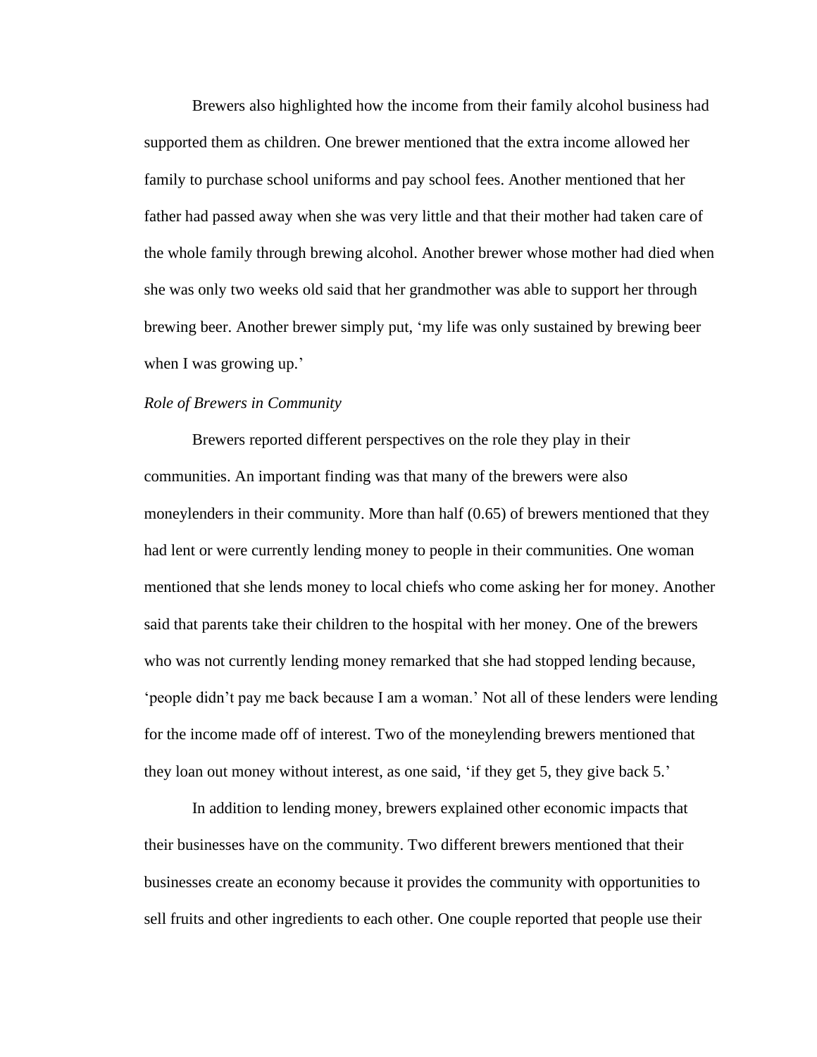Brewers also highlighted how the income from their family alcohol business had supported them as children. One brewer mentioned that the extra income allowed her family to purchase school uniforms and pay school fees. Another mentioned that her father had passed away when she was very little and that their mother had taken care of the whole family through brewing alcohol. Another brewer whose mother had died when she was only two weeks old said that her grandmother was able to support her through brewing beer. Another brewer simply put, 'my life was only sustained by brewing beer when I was growing up.'

*Role of Brewers in Community*

Brewers reported different perspectives on the role they play in their communities. An important finding was that many of the brewers were also moneylenders in their community. More than half (0.65) of brewers mentioned that they had lent or were currently lending money to people in their communities. One woman mentioned that she lends money to local chiefs who come asking her for money. Another said that parents take their children to the hospital with her money. One of the brewers who was not currently lending money remarked that she had stopped lending because, 'people didn't pay me back because I am a woman.' Not all of these lenders were lending for the income made off of interest. Two of the moneylending brewers mentioned that they loan out money without interest, as one said, 'if they get 5, they give back 5.'

In addition to lending money, brewers explained other economic impacts that their businesses have on the community. Two different brewers mentioned that their businesses create an economy because it provides the community with opportunities to sell fruits and other ingredients to each other. One couple reported that people use their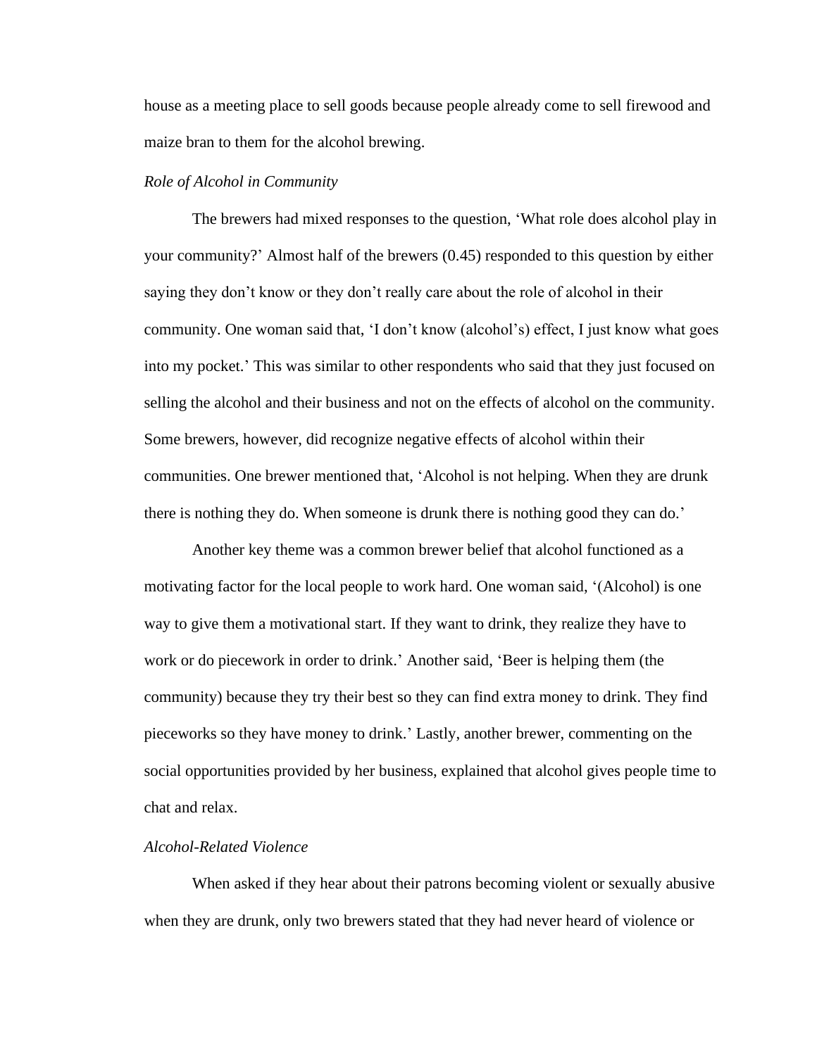house as a meeting place to sell goods because people already come to sell firewood and maize bran to them for the alcohol brewing.

*Role of Alcohol in Community*

The brewers had mixed responses to the question, 'What role does alcohol play in your community?' Almost half of the brewers (0.45) responded to this question by either saying they don't know or they don't really care about the role of alcohol in their community. One woman said that, 'I don't know (alcohol's) effect, I just know what goes into my pocket.' This was similar to other respondents who said that they just focused on selling the alcohol and their business and not on the effects of alcohol on the community. Some brewers, however, did recognize negative effects of alcohol within their communities. One brewer mentioned that, 'Alcohol is not helping. When they are drunk there is nothing they do. When someone is drunk there is nothing good they can do.'

Another key theme was a common brewer belief that alcohol functioned as a motivating factor for the local people to work hard. One woman said, '(Alcohol) is one way to give them a motivational start. If they want to drink, they realize they have to work or do piecework in order to drink.' Another said, 'Beer is helping them (the community) because they try their best so they can find extra money to drink. They find pieceworks so they have money to drink.' Lastly, another brewer, commenting on the social opportunities provided by her business, explained that alcohol gives people time to chat and relax.

*Alcohol-Related Violence*

When asked if they hear about their patrons becoming violent or sexually abusive when they are drunk, only two brewers stated that they had never heard of violence or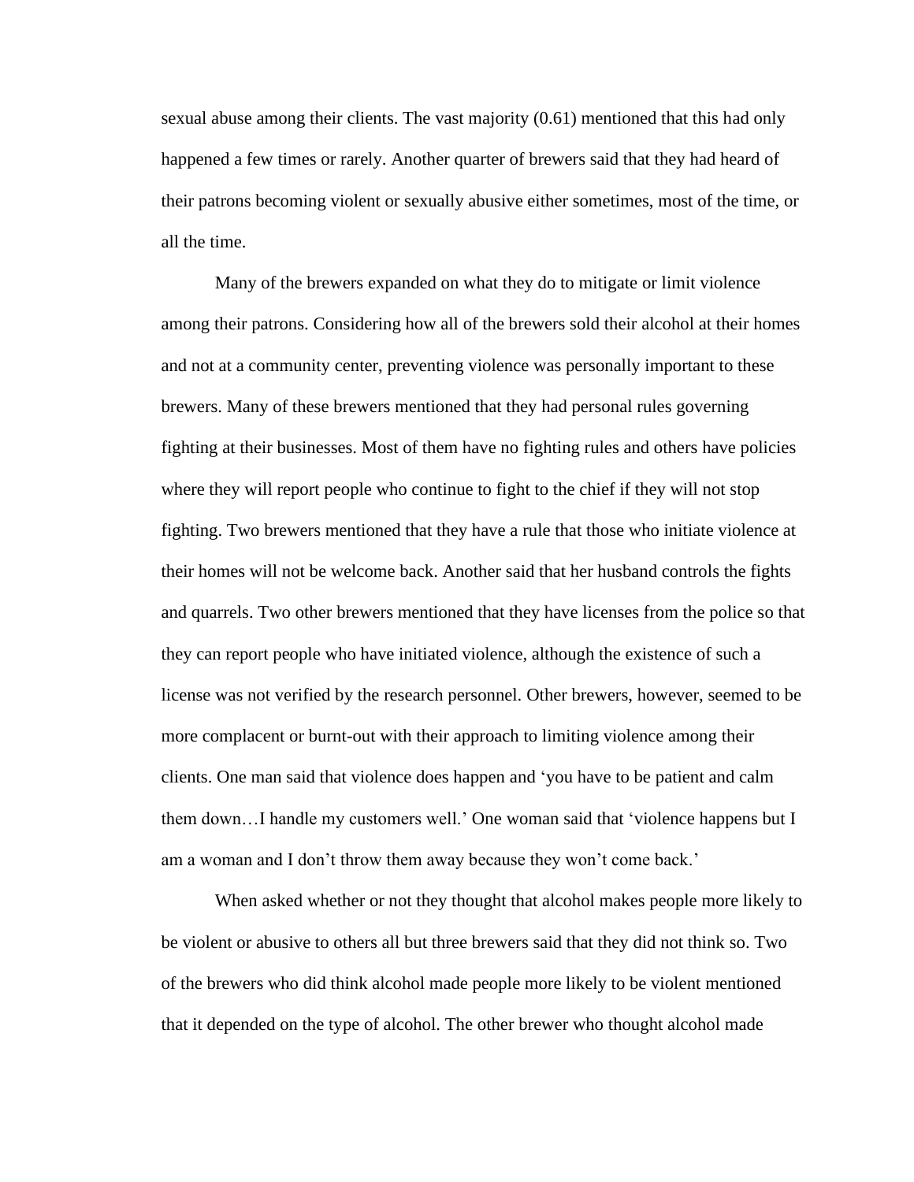sexual abuse among their clients. The vast majority (0.61) mentioned that this had only happened a few times or rarely. Another quarter of brewers said that they had heard of their patrons becoming violent or sexually abusive either sometimes, most of the time, or all the time.

Many of the brewers expanded on what they do to mitigate or limit violence among their patrons. Considering how all of the brewers sold their alcohol at their homes and not at a community center, preventing violence was personally important to these brewers. Many of these brewers mentioned that they had personal rules governing fighting at their businesses. Most of them have no fighting rules and others have policies where they will report people who continue to fight to the chief if they will not stop fighting. Two brewers mentioned that they have a rule that those who initiate violence at their homes will not be welcome back. Another said that her husband controls the fights and quarrels. Two other brewers mentioned that they have licenses from the police so that they can report people who have initiated violence, although the existence of such a license was not verified by the research personnel. Other brewers, however, seemed to be more complacent or burnt-out with their approach to limiting violence among their clients. One man said that violence does happen and 'you have to be patient and calm them down…I handle my customers well.' One woman said that 'violence happens but I am a woman and I don't throw them away because they won't come back.'

When asked whether or not they thought that alcohol makes people more likely to be violent or abusive to others all but three brewers said that they did not think so. Two of the brewers who did think alcohol made people more likely to be violent mentioned that it depended on the type of alcohol. The other brewer who thought alcohol made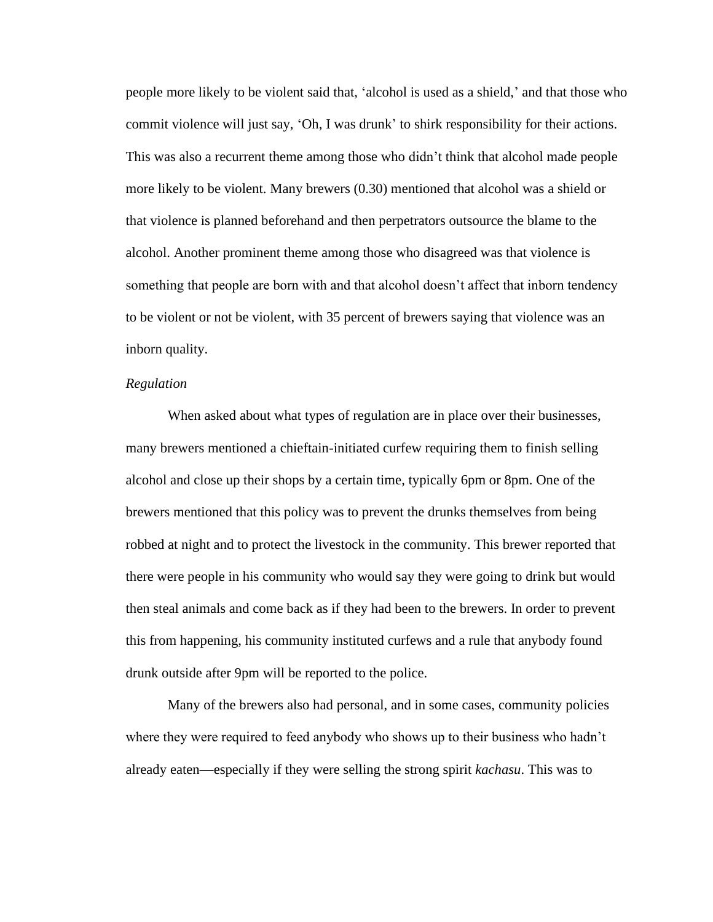people more likely to be violent said that, ‘alcohol is used as a shield,’ and that those who commit violence will just say, ‘Oh, I was drunk’ to shirk responsibility for their actions. This was also a recurrent theme among those who didn’t think that alcohol made people more likely to be violent. Many brewers (0.30) mentioned that alcohol was a shield or that violence is planned beforehand and then perpetrators outsource the blame to the alcohol. Another prominent theme among those who disagreed was that violence is something that people are born with and that alcohol doesn’t affect that inborn tendency to be violent or not be violent, with 35 percent of brewers saying that violence was an inborn quality.

*Regulation*

When asked about what types of regulation are in place over their businesses, many brewers mentioned a chieftain-initiated curfew requiring them to finish selling alcohol and close up their shops by a certain time, typically 6pm or 8pm. One of the brewers mentioned that this policy was to prevent the drunks themselves from being robbed at night and to protect the livestock in the community. This brewer reported that there were people in his community who would say they were going to drink but would then steal animals and come back as if they had been to the brewers. In order to prevent this from happening, his community instituted curfews and a rule that anybody found drunk outside after 9pm will be reported to the police.

Many of the brewers also had personal, and in some cases, community policies where they were required to feed anybody who shows up to their business who hadn’t already eaten—especially if they were selling the strong spirit *kachasu*. This was to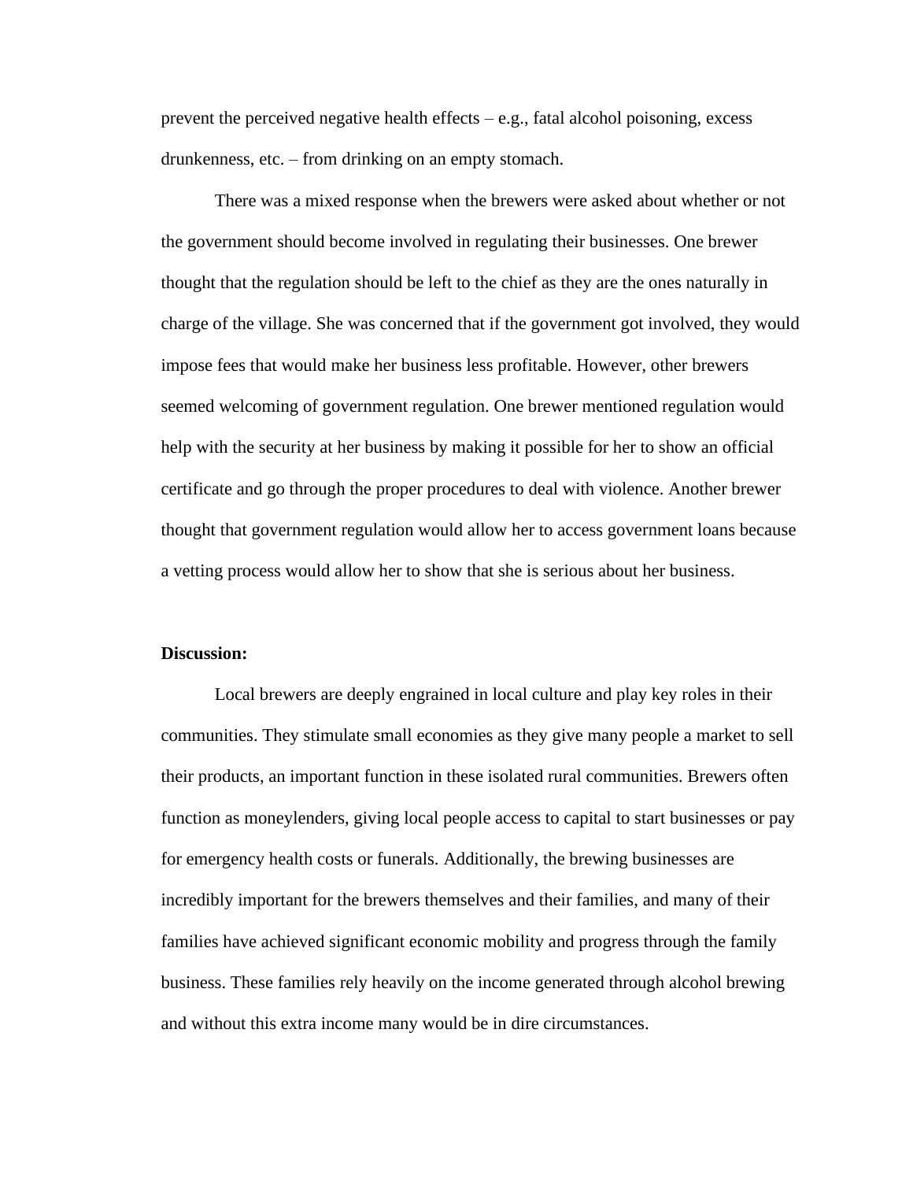prevent the perceived negative health effects – e.g., fatal alcohol poisoning, excess drunkenness, etc. – from drinking on an empty stomach.

There was a mixed response when the brewers were asked about whether or not the government should become involved in regulating their businesses. One brewer thought that the regulation should be left to the chief as they are the ones naturally in charge of the village. She was concerned that if the government got involved, they would impose fees that would make her business less profitable. However, other brewers seemed welcoming of government regulation. One brewer mentioned regulation would help with the security at her business by making it possible for her to show an official certificate and go through the proper procedures to deal with violence. Another brewer thought that government regulation would allow her to access government loans because a vetting process would allow her to show that she is serious about her business.

**Discussion:**

Local brewers are deeply engrained in local culture and play key roles in their communities. They stimulate small economies as they give many people a market to sell their products, an important function in these isolated rural communities. Brewers often function as moneylenders, giving local people access to capital to start businesses or pay for emergency health costs or funerals. Additionally, the brewing businesses are incredibly important for the brewers themselves and their families, and many of their families have achieved significant economic mobility and progress through the family business. These families rely heavily on the income generated through alcohol brewing and without this extra income many would be in dire circumstances.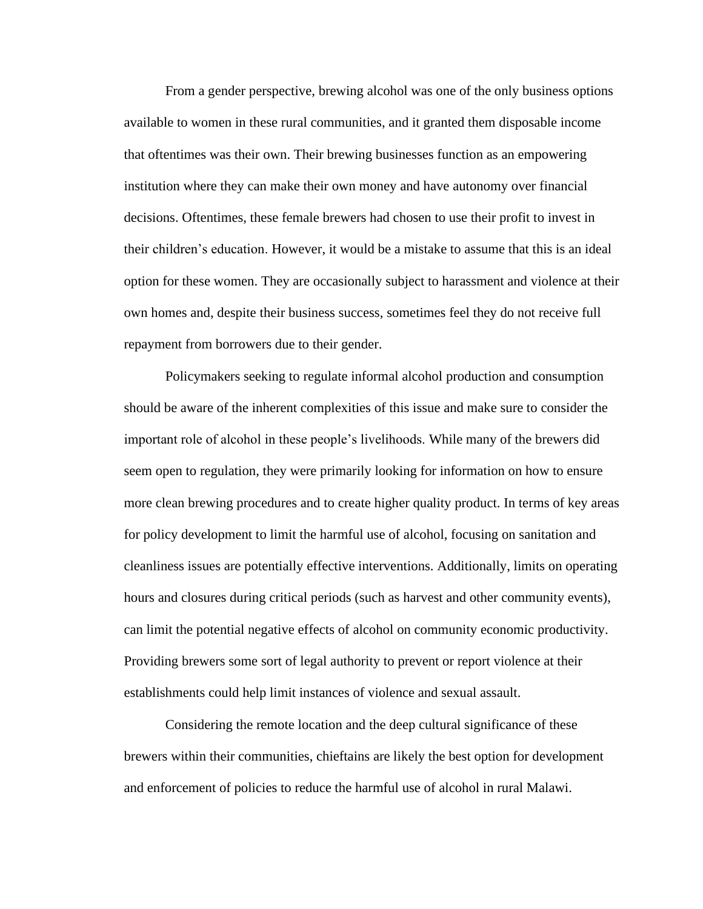From a gender perspective, brewing alcohol was one of the only business options available to women in these rural communities, and it granted them disposable income that oftentimes was their own. Their brewing businesses function as an empowering institution where they can make their own money and have autonomy over financial decisions. Oftentimes, these female brewers had chosen to use their profit to invest in their children's education. However, it would be a mistake to assume that this is an ideal option for these women. They are occasionally subject to harassment and violence at their own homes and, despite their business success, sometimes feel they do not receive full repayment from borrowers due to their gender.

Policymakers seeking to regulate informal alcohol production and consumption should be aware of the inherent complexities of this issue and make sure to consider the important role of alcohol in these people's livelihoods. While many of the brewers did seem open to regulation, they were primarily looking for information on how to ensure more clean brewing procedures and to create higher quality product. In terms of key areas for policy development to limit the harmful use of alcohol, focusing on sanitation and cleanliness issues are potentially effective interventions. Additionally, limits on operating hours and closures during critical periods (such as harvest and other community events), can limit the potential negative effects of alcohol on community economic productivity. Providing brewers some sort of legal authority to prevent or report violence at their establishments could help limit instances of violence and sexual assault.

Considering the remote location and the deep cultural significance of these brewers within their communities, chieftains are likely the best option for development and enforcement of policies to reduce the harmful use of alcohol in rural Malawi.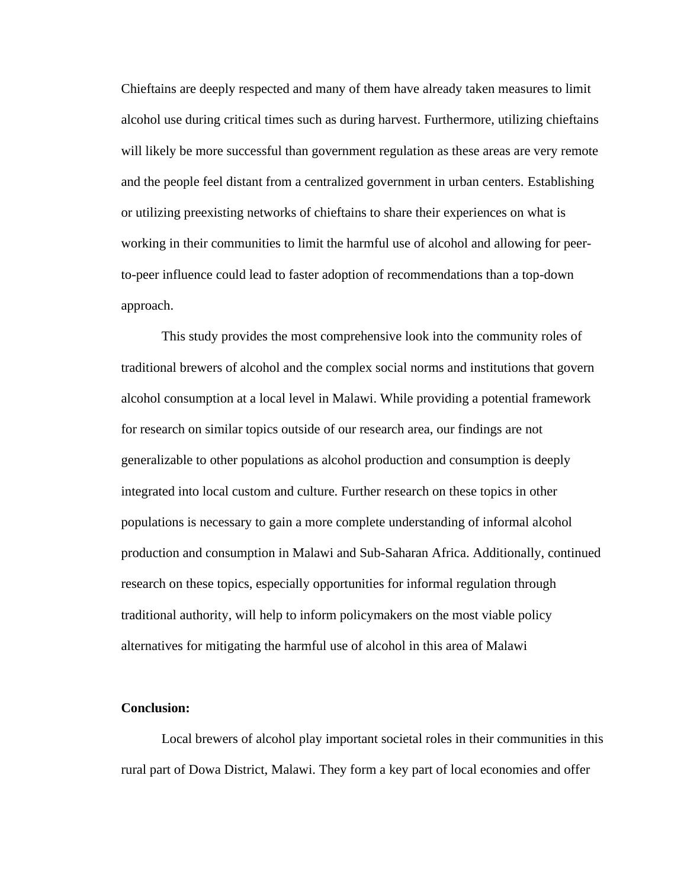Chieftains are deeply respected and many of them have already taken measures to limit alcohol use during critical times such as during harvest. Furthermore, utilizing chieftains will likely be more successful than government regulation as these areas are very remote and the people feel distant from a centralized government in urban centers. Establishing or utilizing preexisting networks of chieftains to share their experiences on what is working in their communities to limit the harmful use of alcohol and allowing for peer-to-peer influence could lead to faster adoption of recommendations than a top-down approach.

This study provides the most comprehensive look into the community roles of traditional brewers of alcohol and the complex social norms and institutions that govern alcohol consumption at a local level in Malawi. While providing a potential framework for research on similar topics outside of our research area, our findings are not generalizable to other populations as alcohol production and consumption is deeply integrated into local custom and culture. Further research on these topics in other populations is necessary to gain a more complete understanding of informal alcohol production and consumption in Malawi and Sub-Saharan Africa. Additionally, continued research on these topics, especially opportunities for informal regulation through traditional authority, will help to inform policymakers on the most viable policy alternatives for mitigating the harmful use of alcohol in this area of Malawi

**Conclusion:**

Local brewers of alcohol play important societal roles in their communities in this rural part of Dowa District, Malawi. They form a key part of local economies and offer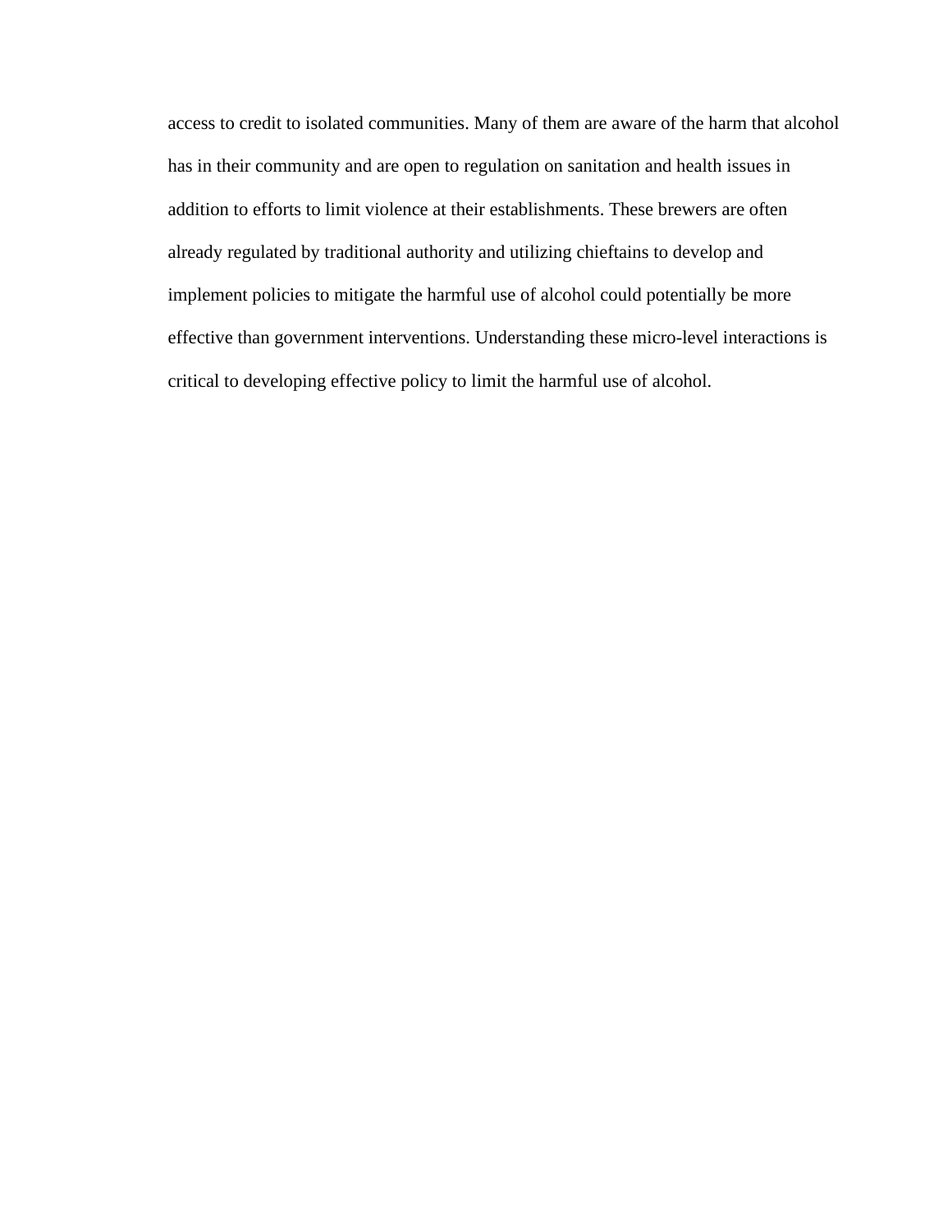access to credit to isolated communities. Many of them are aware of the harm that alcohol has in their community and are open to regulation on sanitation and health issues in addition to efforts to limit violence at their establishments. These brewers are often already regulated by traditional authority and utilizing chieftains to develop and implement policies to mitigate the harmful use of alcohol could potentially be more effective than government interventions. Understanding these micro-level interactions is critical to developing effective policy to limit the harmful use of alcohol.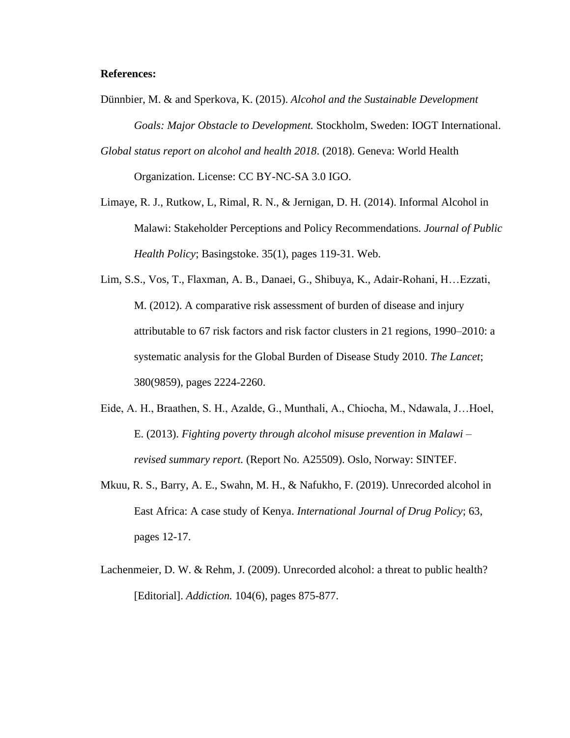**References:**

Dünnbier, M. & and Sperkova, K. (2015). *Alcohol and the Sustainable Development Goals: Major Obstacle to Development.* Stockholm, Sweden: IOGT International.

*Global status report on alcohol and health 2018*. (2018). Geneva: World Health Organization. License: CC BY-NC-SA 3.0 IGO.

Limaye, R. J., Rutkow, L, Rimal, R. N., & Jernigan, D. H. (2014). Informal Alcohol in Malawi: Stakeholder Perceptions and Policy Recommendations. *Journal of Public Health Policy*; Basingstoke. 35(1), pages 119-31. Web.

Lim, S.S., Vos, T., Flaxman, A. B., Danaei, G., Shibuya, K., Adair-Rohani, H…Ezzati, M. (2012). A comparative risk assessment of burden of disease and injury attributable to 67 risk factors and risk factor clusters in 21 regions, 1990–2010: a systematic analysis for the Global Burden of Disease Study 2010. *The Lancet*; 380(9859), pages 2224-2260.

Eide, A. H., Braathen, S. H., Azalde, G., Munthali, A., Chiocha, M., Ndawala, J…Hoel, E. (2013). *Fighting poverty through alcohol misuse prevention in Malawi – revised summary report.* (Report No. A25509). Oslo, Norway: SINTEF.

Mkuu, R. S., Barry, A. E., Swahn, M. H., & Nafukho, F. (2019). Unrecorded alcohol in East Africa: A case study of Kenya. *International Journal of Drug Policy*; 63, pages 12-17.

Lachenmeier, D. W. & Rehm, J. (2009). Unrecorded alcohol: a threat to public health? [Editorial]. *Addiction.* 104(6), pages 875-877.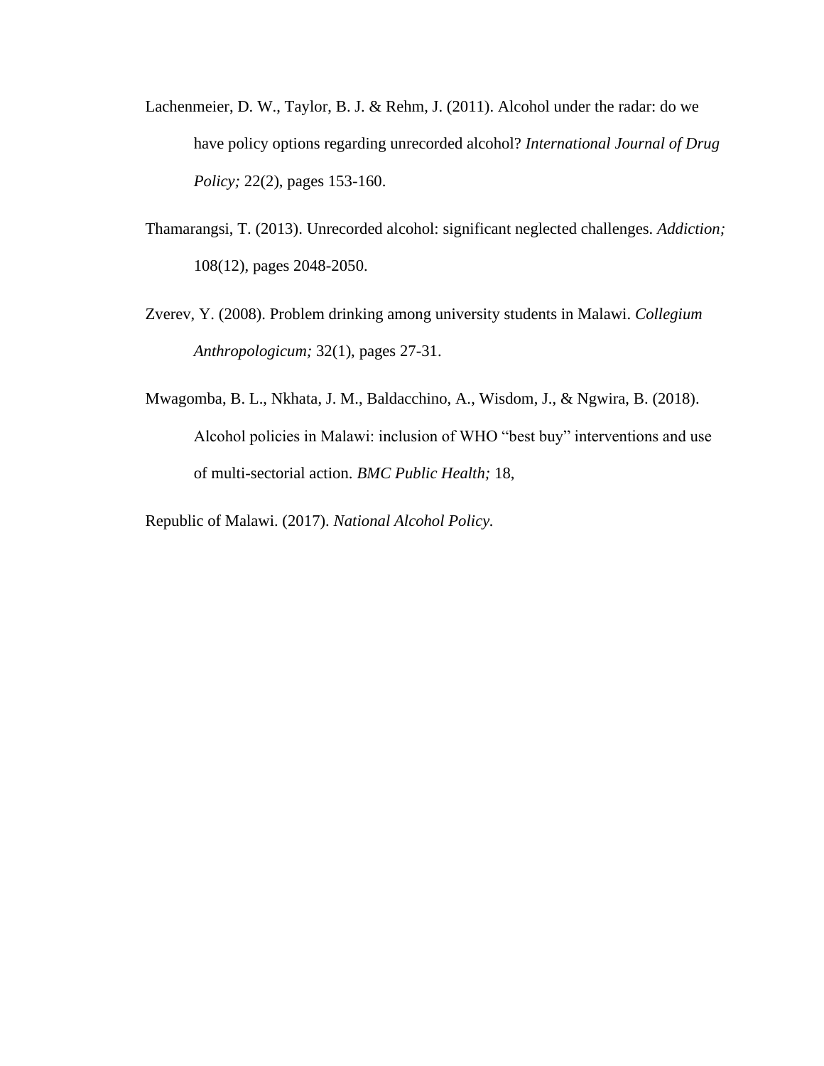Lachenmeier, D. W., Taylor, B. J. & Rehm, J. (2011). Alcohol under the radar: do we have policy options regarding unrecorded alcohol? *International Journal of Drug Policy;* 22(2), pages 153-160.

Thamarangsi, T. (2013). Unrecorded alcohol: significant neglected challenges. *Addiction;* 108(12), pages 2048-2050.

Zverev, Y. (2008). Problem drinking among university students in Malawi. *Collegium Anthropologicum;* 32(1), pages 27-31.

Mwagomba, B. L., Nkhata, J. M., Baldacchino, A., Wisdom, J., & Ngwira, B. (2018). Alcohol policies in Malawi: inclusion of WHO “best buy” interventions and use of multi-sectorial action. *BMC Public Health;* 18,

Republic of Malawi. (2017). *National Alcohol Policy.*